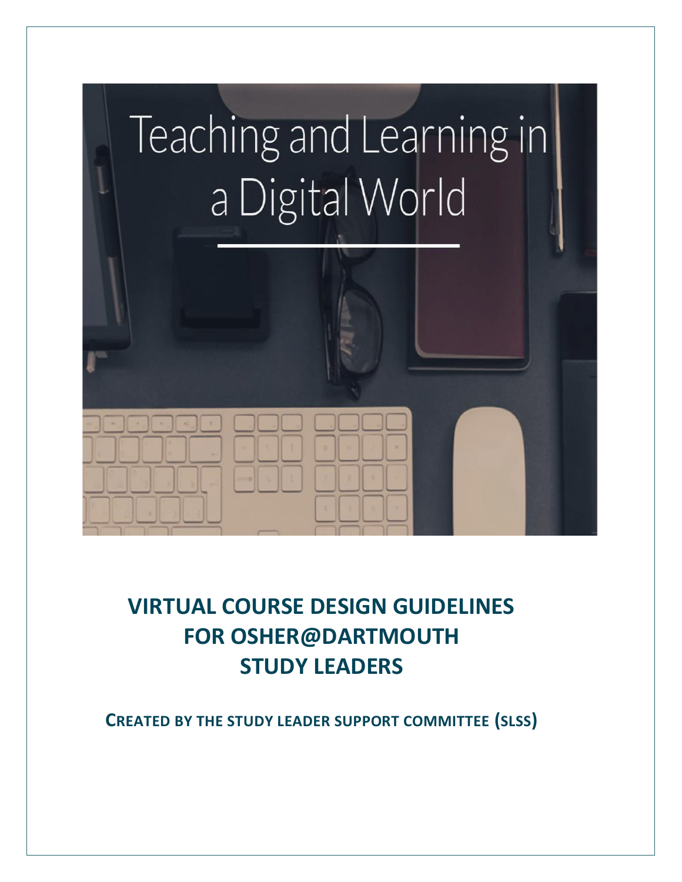Teaching and Learning in a Digital World

# VIRTUAL COURSE DESIGN GUIDELINES FOR OSHER@DARTMOUTH STUDY LEADERS

**CREATED BY THE STUDY LEADER SUPPORT COMMITTEE (SLSS)**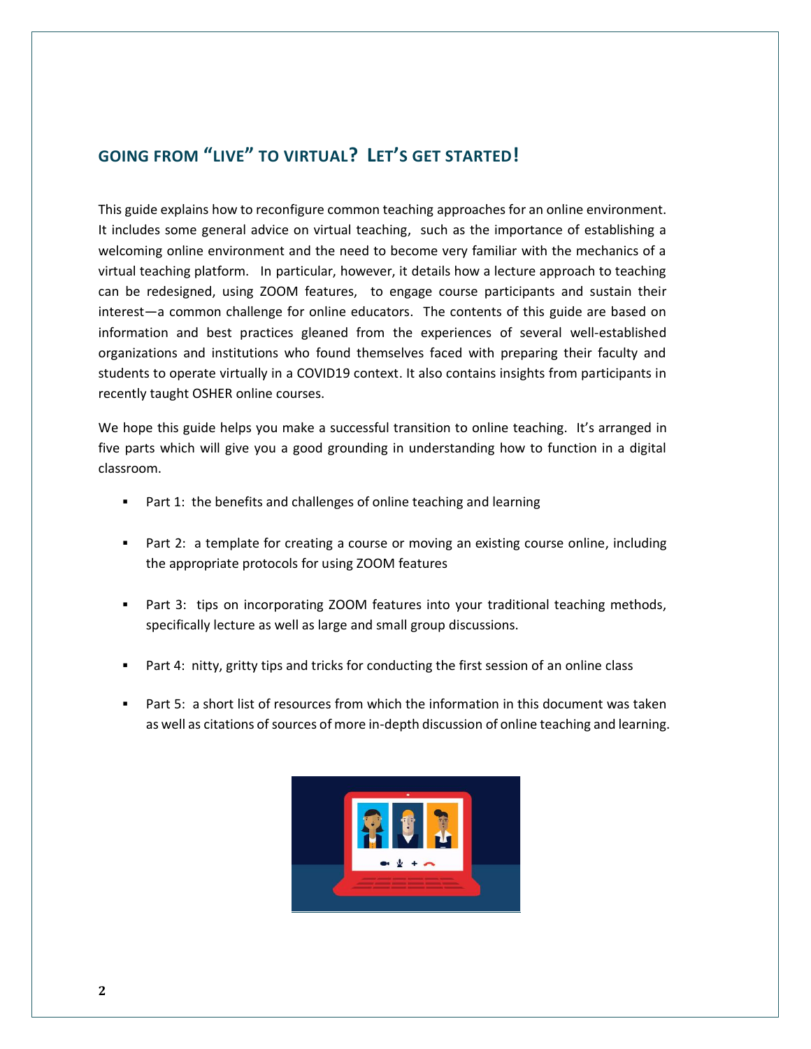## GOING FROM "LIVE" TO VIRTUAL? LET'S GET STARTED!

This guide explains how to reconfigure common teaching approaches for an online environment. It includes some general advice on virtual teaching, such as the importance of establishing a welcoming online environment and the need to become very familiar with the mechanics of a virtual teaching platform. In particular, however, it details how a lecture approach to teaching can be redesigned, using ZOOM features, to engage course participants and sustain their interest—a common challenge for online educators. The contents of this guide are based on information and best practices gleaned from the experiences of several well-established organizations and institutions who found themselves faced with preparing their faculty and students to operate virtually in a COVID19 context. It also contains insights from participants in recently taught OSHER online courses.

We hope this guide helps you make a successful transition to online teaching. It's arranged in five parts which will give you a good grounding in understanding how to function in a digital classroom.

- Part 1: the benefits and challenges of online teaching and learning
- Part 2: a template for creating a course or moving an existing course online, including the appropriate protocols for using ZOOM features
- Part 3: tips on incorporating ZOOM features into your traditional teaching methods, specifically lecture as well as large and small group discussions.
- Part 4: nitty, gritty tips and tricks for conducting the first session of an online class
- Part 5: a short list of resources from which the information in this document was taken as well as citations of sources of more in-depth discussion of online teaching and learning.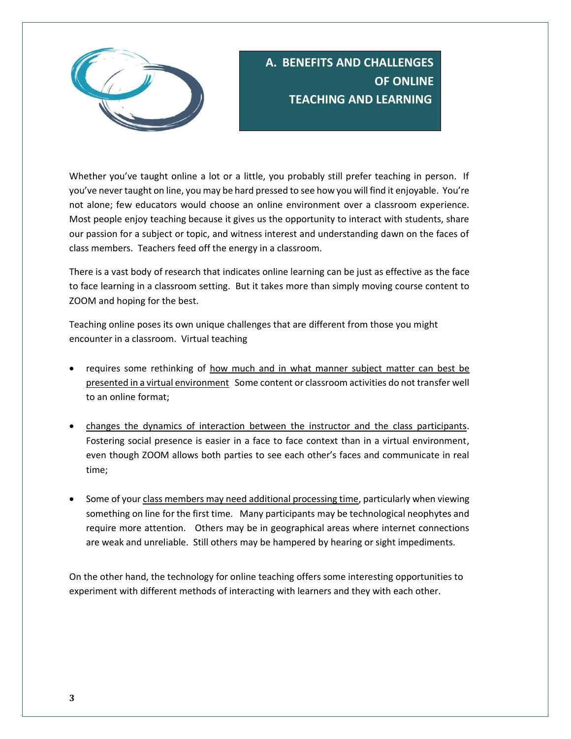## A. BENEFITS AND CHALLENGES OF ONLINE TEACHING AND LEARNING

Whether you've taught online a lot or a little, you probably still prefer teaching in person. If you've never taught on line, you may be hard pressed to see how you will find it enjoyable. You're not alone; few educators would choose an online environment over a classroom experience. Most people enjoy teaching because it gives us the opportunity to interact with students, share our passion for a subject or topic, and witness interest and understanding dawn on the faces of class members. Teachers feed off the energy in a classroom.

There is a vast body of research that indicates online learning can be just as effective as the face to face learning in a classroom setting. But it takes more than simply moving course content to ZOOM and hoping for the best.

Teaching online poses its own unique challenges that are different from those you might encounter in a classroom. Virtual teaching

- requires some rethinking of <u>how much and in what manner subject matter can best be presented in a virtual environment</u> Some content or classroom activities do not transfer well to an online format;

- <u>changes the dynamics of interaction between the instructor and the class participants</u>. Fostering social presence is easier in a face to face context than in a virtual environment, even though ZOOM allows both parties to see each other's faces and communicate in real time;

- Some of your <u>class members may need additional processing time</u>, particularly when viewing something on line for the first time. Many participants may be technological neophytes and require more attention. Others may be in geographical areas where internet connections are weak and unreliable. Still others may be hampered by hearing or sight impediments.

On the other hand, the technology for online teaching offers some interesting opportunities to experiment with different methods of interacting with learners and they with each other.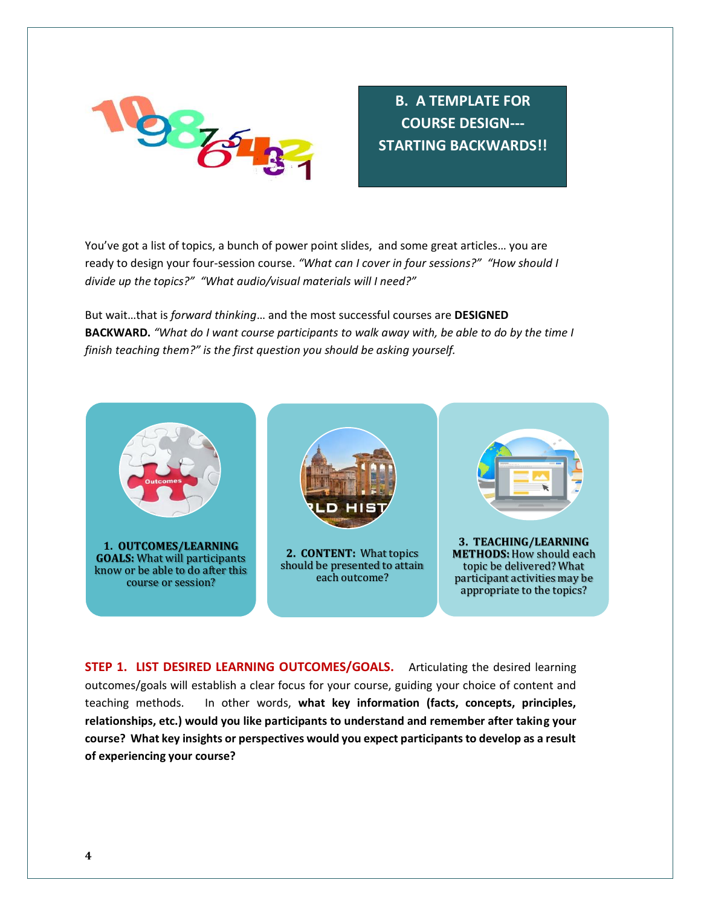## B. A TEMPLATE FOR COURSE DESIGN---STARTING BACKWARDS!!

You've got a list of topics, a bunch of power point slides, and some great articles… you are ready to design your four-session course. *"What can I cover in four sessions?" "How should I divide up the topics?" "What audio/visual materials will I need?"*

But wait…that is *forward thinking*… and the most successful courses are **DESIGNED BACKWARD.** *"What do I want course participants to walk away with, be able to do by the time I finish teaching them?" is the first question you should be asking yourself.*

**1. OUTCOMES/LEARNING GOALS:** What will participants know or be able to do after this course or session?

**2. CONTENT:** What topics should be presented to attain each outcome?

**3. TEACHING/LEARNING METHODS:** How should each topic be delivered? What participant activities may be appropriate to the topics?

**STEP 1. LIST DESIRED LEARNING OUTCOMES/GOALS.** Articulating the desired learning outcomes/goals will establish a clear focus for your course, guiding your choice of content and teaching methods. In other words, **what key information (facts, concepts, principles, relationships, etc.) would you like participants to understand and remember after taking your course? What key insights or perspectives would you expect participants to develop as a result of experiencing your course?**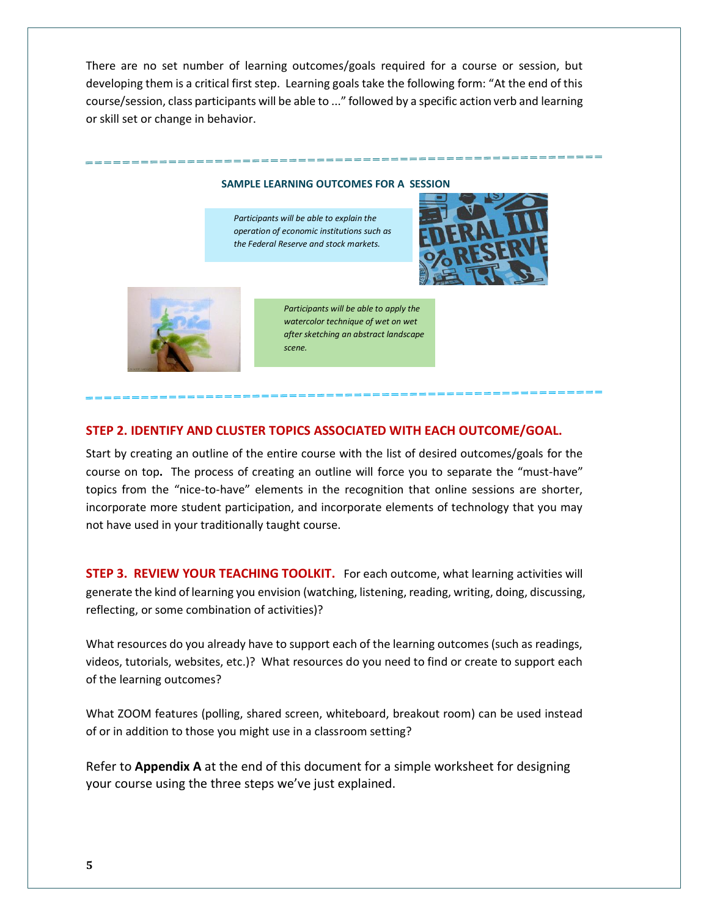There are no set number of learning outcomes/goals required for a course or session, but developing them is a critical first step. Learning goals take the following form: "At the end of this course/session, class participants will be able to ..." followed by a specific action verb and learning or skill set or change in behavior.

---

**SAMPLE LEARNING OUTCOMES FOR A SESSION**

*Participants will be able to explain the operation of economic institutions such as the Federal Reserve and stock markets.*

*Participants will be able to apply the watercolor technique of wet on wet after sketching an abstract landscape scene.*

---

## STEP 2. IDENTIFY AND CLUSTER TOPICS ASSOCIATED WITH EACH OUTCOME/GOAL.

Start by creating an outline of the entire course with the list of desired outcomes/goals for the course on top**.** The process of creating an outline will force you to separate the "must-have" topics from the "nice-to-have" elements in the recognition that online sessions are shorter, incorporate more student participation, and incorporate elements of technology that you may not have used in your traditionally taught course.

**STEP 3. REVIEW YOUR TEACHING TOOLKIT.** For each outcome, what learning activities will generate the kind of learning you envision (watching, listening, reading, writing, doing, discussing, reflecting, or some combination of activities)?

What resources do you already have to support each of the learning outcomes (such as readings, videos, tutorials, websites, etc.)? What resources do you need to find or create to support each of the learning outcomes?

What ZOOM features (polling, shared screen, whiteboard, breakout room) can be used instead of or in addition to those you might use in a classroom setting?

Refer to **Appendix A** at the end of this document for a simple worksheet for designing your course using the three steps we've just explained.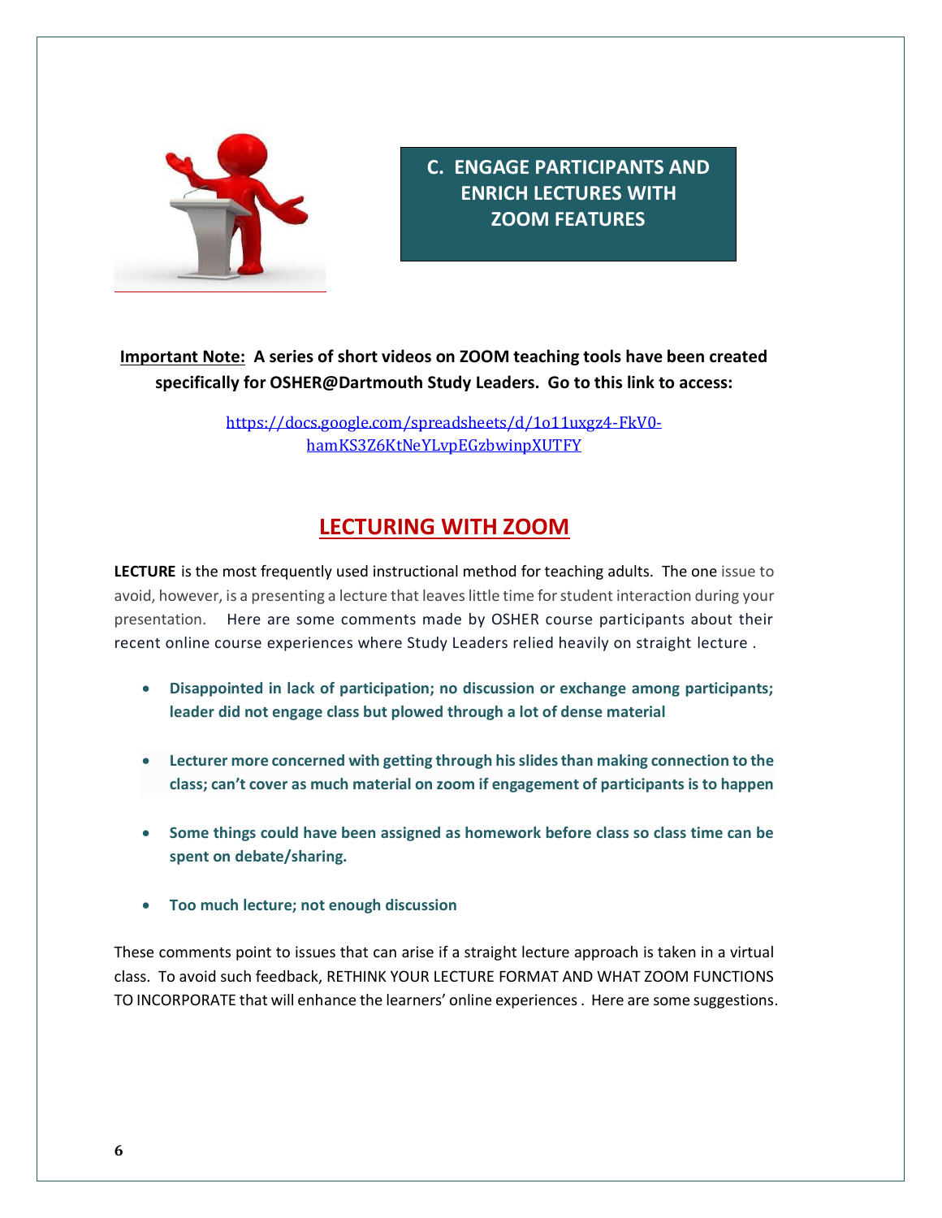## C. ENGAGE PARTICIPANTS AND ENRICH LECTURES WITH ZOOM FEATURES

**Important Note:** **A series of short videos on ZOOM teaching tools have been created specifically for OSHER@Dartmouth Study Leaders. Go to this link to access:**

https://docs.google.com/spreadsheets/d/1o11uxgz4-FkV0-hamKS3Z6KtNeYLvpEGzbwinpXUTFY

# LECTURING WITH ZOOM

**LECTURE** is the most frequently used instructional method for teaching adults. The one issue to avoid, however, is a presenting a lecture that leaves little time for student interaction during your presentation. Here are some comments made by OSHER course participants about their recent online course experiences where Study Leaders relied heavily on straight lecture .

- **Disappointed in lack of participation; no discussion or exchange among participants; leader did not engage class but plowed through a lot of dense material**
- **Lecturer more concerned with getting through his slides than making connection to the class; can't cover as much material on zoom if engagement of participants is to happen**
- **Some things could have been assigned as homework before class so class time can be spent on debate/sharing.**
- **Too much lecture; not enough discussion**

These comments point to issues that can arise if a straight lecture approach is taken in a virtual class. To avoid such feedback, RETHINK YOUR LECTURE FORMAT AND WHAT ZOOM FUNCTIONS TO INCORPORATE that will enhance the learners' online experiences . Here are some suggestions.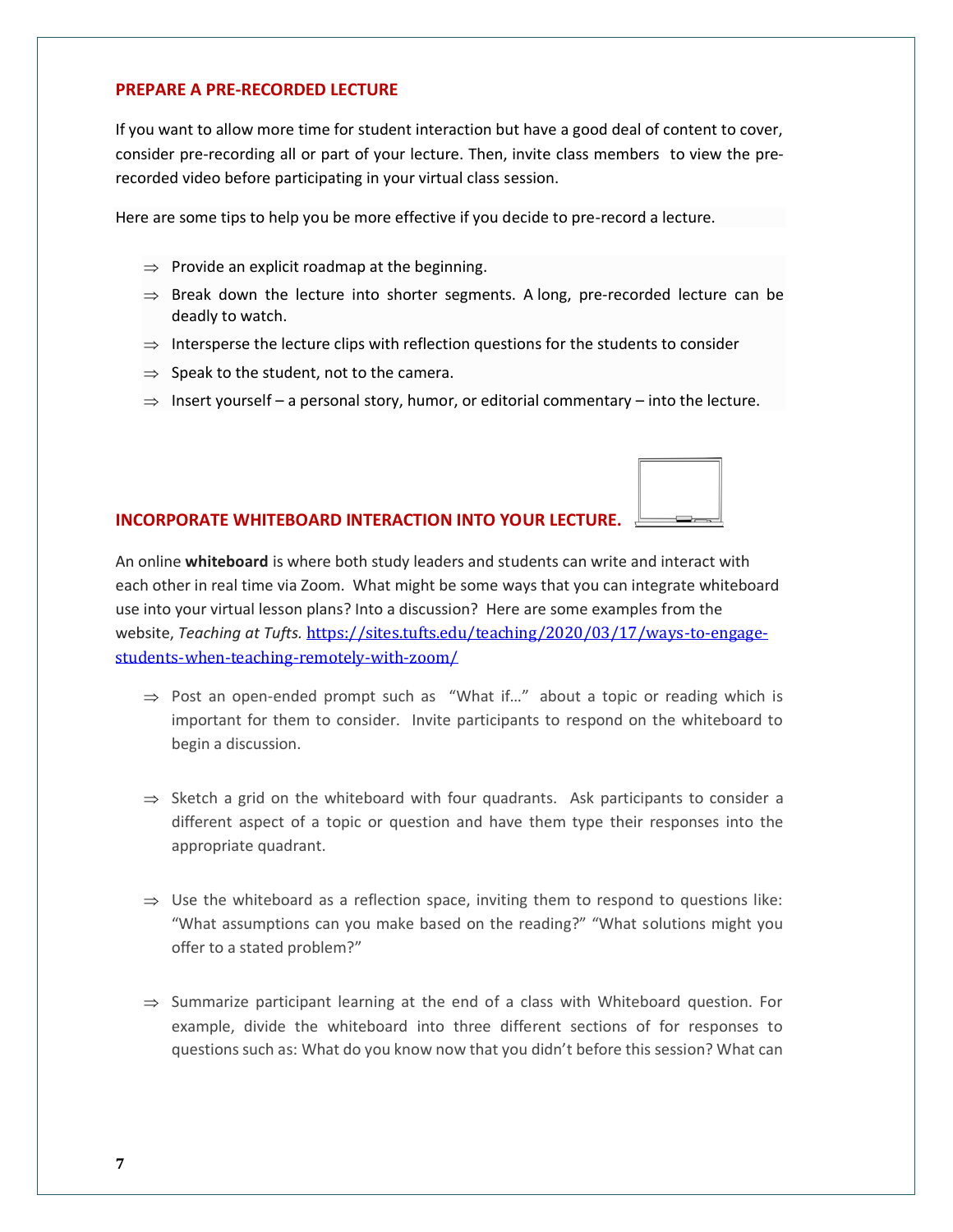## PREPARE A PRE-RECORDED LECTURE

If you want to allow more time for student interaction but have a good deal of content to cover, consider pre-recording all or part of your lecture. Then, invite class members to view the pre-recorded video before participating in your virtual class session.

Here are some tips to help you be more effective if you decide to pre-record a lecture.

- ⇒ Provide an explicit roadmap at the beginning.
- ⇒ Break down the lecture into shorter segments. A long, pre-recorded lecture can be deadly to watch.
- ⇒ Intersperse the lecture clips with reflection questions for the students to consider
- ⇒ Speak to the student, not to the camera.
- ⇒ Insert yourself – a personal story, humor, or editorial commentary – into the lecture.

## INCORPORATE WHITEBOARD INTERACTION INTO YOUR LECTURE.

An online **whiteboard** is where both study leaders and students can write and interact with each other in real time via Zoom. What might be some ways that you can integrate whiteboard use into your virtual lesson plans? Into a discussion? Here are some examples from the website, *Teaching at Tufts.* [https://sites.tufts.edu/teaching/2020/03/17/ways-to-engage-students-when-teaching-remotely-with-zoom/](https://sites.tufts.edu/teaching/2020/03/17/ways-to-engage-students-when-teaching-remotely-with-zoom/)

- ⇒ Post an open-ended prompt such as "What if…" about a topic or reading which is important for them to consider. Invite participants to respond on the whiteboard to begin a discussion.

- ⇒ Sketch a grid on the whiteboard with four quadrants. Ask participants to consider a different aspect of a topic or question and have them type their responses into the appropriate quadrant.

- ⇒ Use the whiteboard as a reflection space, inviting them to respond to questions like: "What assumptions can you make based on the reading?" "What solutions might you offer to a stated problem?"

- ⇒ Summarize participant learning at the end of a class with Whiteboard question. For example, divide the whiteboard into three different sections of for responses to questions such as: What do you know now that you didn't before this session? What can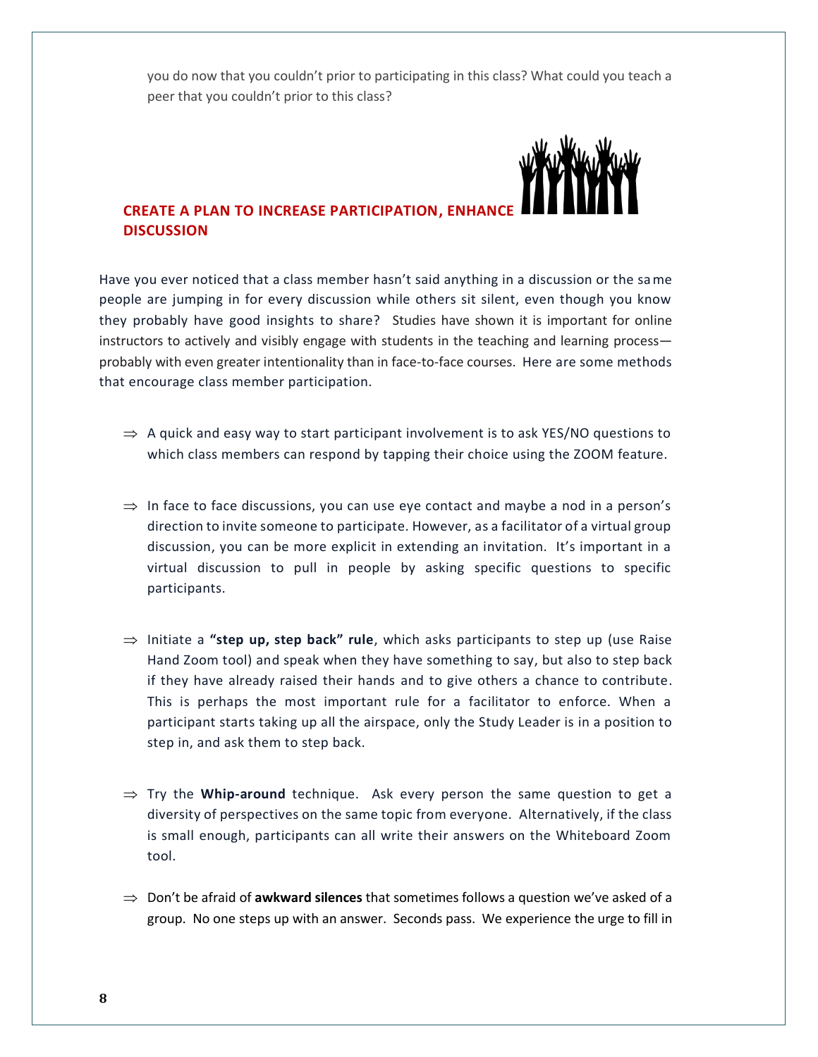you do now that you couldn't prior to participating in this class? What could you teach a peer that you couldn't prior to this class?

## CREATE A PLAN TO INCREASE PARTICIPATION, ENHANCE DISCUSSION

Have you ever noticed that a class member hasn't said anything in a discussion or the same people are jumping in for every discussion while others sit silent, even though you know they probably have good insights to share? Studies have shown it is important for online instructors to actively and visibly engage with students in the teaching and learning process—probably with even greater intentionality than in face-to-face courses. Here are some methods that encourage class member participation.

⇒ A quick and easy way to start participant involvement is to ask YES/NO questions to which class members can respond by tapping their choice using the ZOOM feature.

⇒ In face to face discussions, you can use eye contact and maybe a nod in a person's direction to invite someone to participate. However, as a facilitator of a virtual group discussion, you can be more explicit in extending an invitation. It's important in a virtual discussion to pull in people by asking specific questions to specific participants.

⇒ Initiate a **"step up, step back" rule**, which asks participants to step up (use Raise Hand Zoom tool) and speak when they have something to say, but also to step back if they have already raised their hands and to give others a chance to contribute. This is perhaps the most important rule for a facilitator to enforce. When a participant starts taking up all the airspace, only the Study Leader is in a position to step in, and ask them to step back.

⇒ Try the **Whip-around** technique. Ask every person the same question to get a diversity of perspectives on the same topic from everyone. Alternatively, if the class is small enough, participants can all write their answers on the Whiteboard Zoom tool.

⇒ Don't be afraid of **awkward silences** that sometimes follows a question we've asked of a group. No one steps up with an answer. Seconds pass. We experience the urge to fill in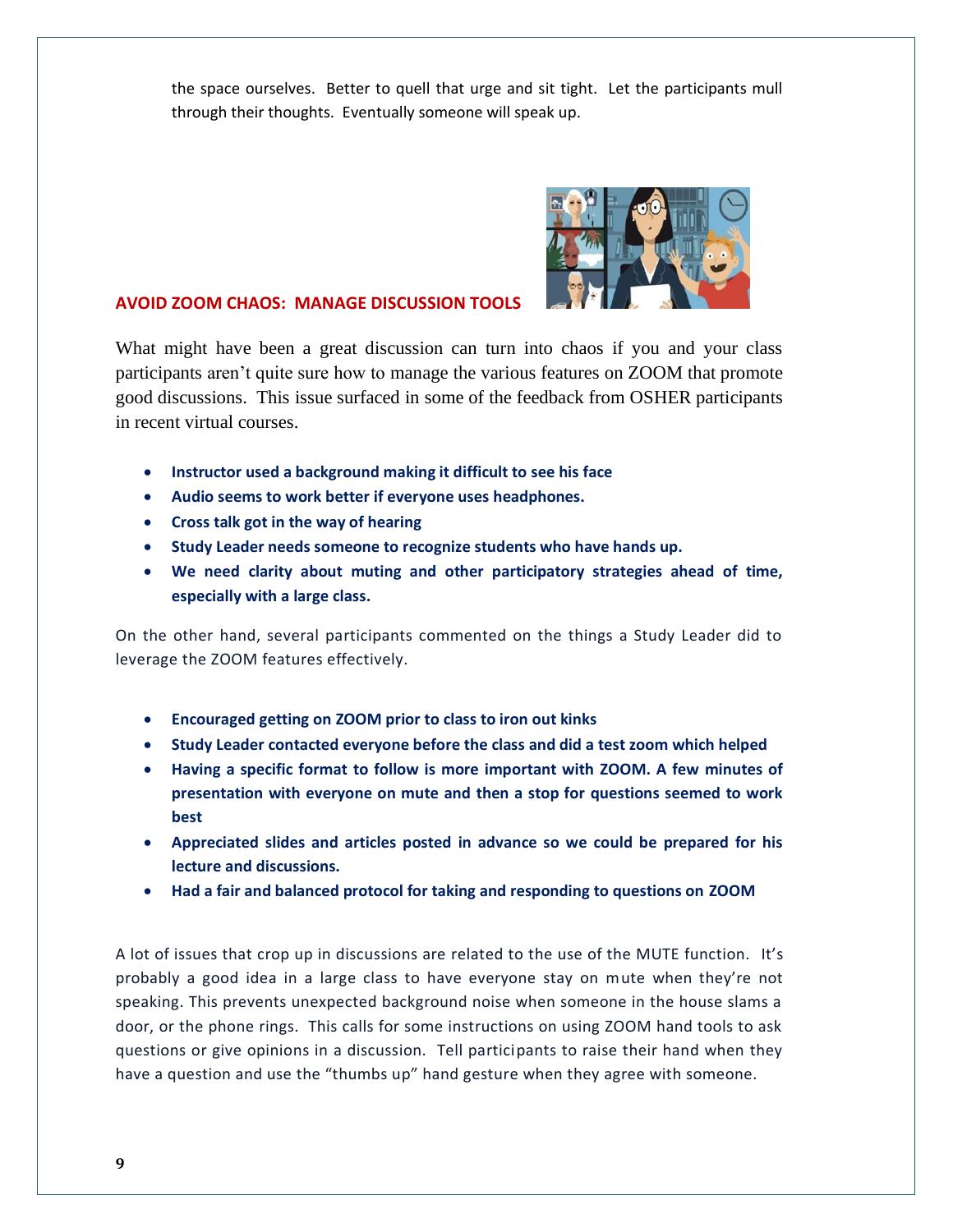the space ourselves. Better to quell that urge and sit tight. Let the participants mull through their thoughts. Eventually someone will speak up.

## AVOID ZOOM CHAOS: MANAGE DISCUSSION TOOLS

What might have been a great discussion can turn into chaos if you and your class participants aren't quite sure how to manage the various features on ZOOM that promote good discussions. This issue surfaced in some of the feedback from OSHER participants in recent virtual courses.

- **Instructor used a background making it difficult to see his face**
- **Audio seems to work better if everyone uses headphones.**
- **Cross talk got in the way of hearing**
- **Study Leader needs someone to recognize students who have hands up.**
- **We need clarity about muting and other participatory strategies ahead of time, especially with a large class.**

On the other hand, several participants commented on the things a Study Leader did to leverage the ZOOM features effectively.

- **Encouraged getting on ZOOM prior to class to iron out kinks**
- **Study Leader contacted everyone before the class and did a test zoom which helped**
- **Having a specific format to follow is more important with ZOOM. A few minutes of presentation with everyone on mute and then a stop for questions seemed to work best**
- **Appreciated slides and articles posted in advance so we could be prepared for his lecture and discussions.**
- **Had a fair and balanced protocol for taking and responding to questions on ZOOM**

A lot of issues that crop up in discussions are related to the use of the MUTE function. It's probably a good idea in a large class to have everyone stay on mute when they're not speaking. This prevents unexpected background noise when someone in the house slams a door, or the phone rings. This calls for some instructions on using ZOOM hand tools to ask questions or give opinions in a discussion. Tell participants to raise their hand when they have a question and use the "thumbs up" hand gesture when they agree with someone.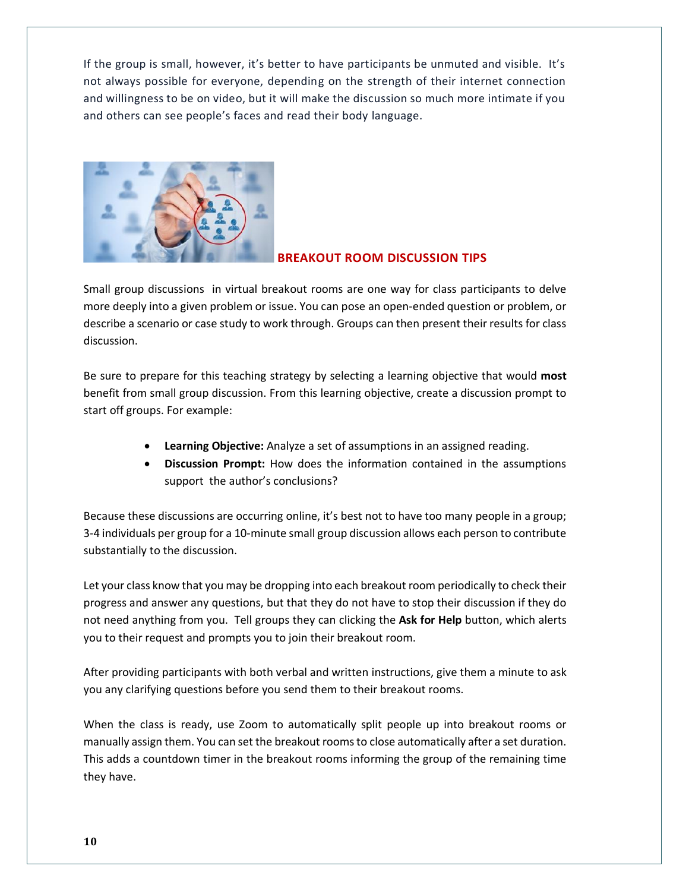If the group is small, however, it's better to have participants be unmuted and visible. It's not always possible for everyone, depending on the strength of their internet connection and willingness to be on video, but it will make the discussion so much more intimate if you and others can see people's faces and read their body language.

## BREAKOUT ROOM DISCUSSION TIPS

Small group discussions in virtual breakout rooms are one way for class participants to delve more deeply into a given problem or issue. You can pose an open-ended question or problem, or describe a scenario or case study to work through. Groups can then present their results for class discussion.

Be sure to prepare for this teaching strategy by selecting a learning objective that would **most** benefit from small group discussion. From this learning objective, create a discussion prompt to start off groups. For example:

- **Learning Objective:** Analyze a set of assumptions in an assigned reading.
- **Discussion Prompt:** How does the information contained in the assumptions support the author's conclusions?

Because these discussions are occurring online, it's best not to have too many people in a group; 3-4 individuals per group for a 10-minute small group discussion allows each person to contribute substantially to the discussion.

Let your class know that you may be dropping into each breakout room periodically to check their progress and answer any questions, but that they do not have to stop their discussion if they do not need anything from you. Tell groups they can clicking the **Ask for Help** button, which alerts you to their request and prompts you to join their breakout room.

After providing participants with both verbal and written instructions, give them a minute to ask you any clarifying questions before you send them to their breakout rooms.

When the class is ready, use Zoom to automatically split people up into breakout rooms or manually assign them. You can set the breakout rooms to close automatically after a set duration. This adds a countdown timer in the breakout rooms informing the group of the remaining time they have.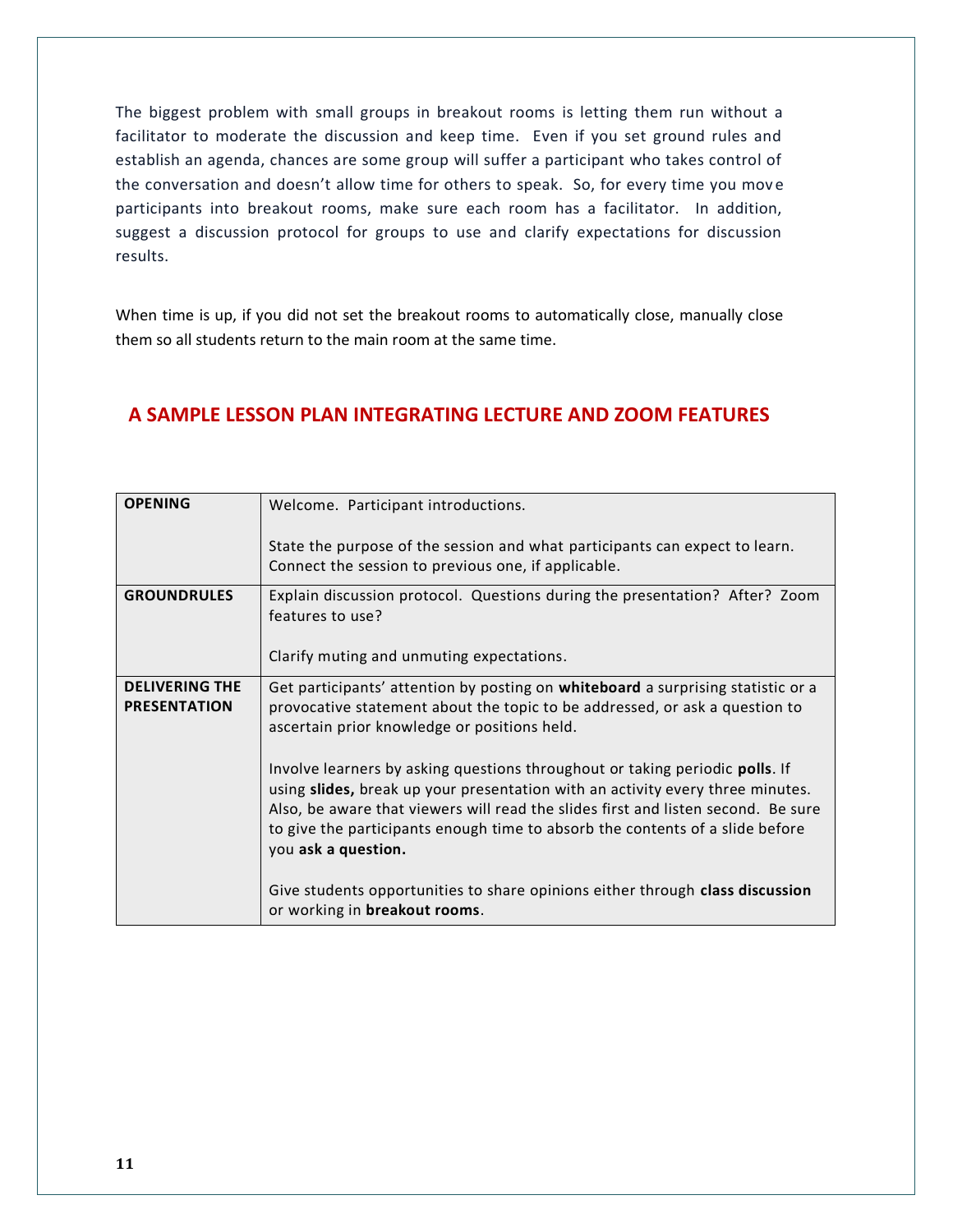The biggest problem with small groups in breakout rooms is letting them run without a facilitator to moderate the discussion and keep time. Even if you set ground rules and establish an agenda, chances are some group will suffer a participant who takes control of the conversation and doesn't allow time for others to speak. So, for every time you move participants into breakout rooms, make sure each room has a facilitator. In addition, suggest a discussion protocol for groups to use and clarify expectations for discussion results.

When time is up, if you did not set the breakout rooms to automatically close, manually close them so all students return to the main room at the same time.

## A SAMPLE LESSON PLAN INTEGRATING LECTURE AND ZOOM FEATURES

| | |
|---|---|
| **OPENING** | Welcome. Participant introductions.<br><br>State the purpose of the session and what participants can expect to learn. Connect the session to previous one, if applicable. |
| **GROUNDRULES** | Explain discussion protocol. Questions during the presentation? After? Zoom features to use?<br><br>Clarify muting and unmuting expectations. |
| **DELIVERING THE PRESENTATION** | Get participants' attention by posting on **whiteboard** a surprising statistic or a provocative statement about the topic to be addressed, or ask a question to ascertain prior knowledge or positions held.<br><br>Involve learners by asking questions throughout or taking periodic **polls**. If using **slides,** break up your presentation with an activity every three minutes. Also, be aware that viewers will read the slides first and listen second. Be sure to give the participants enough time to absorb the contents of a slide before you **ask a question.**<br><br>Give students opportunities to share opinions either through **class discussion** or working in **breakout rooms**. |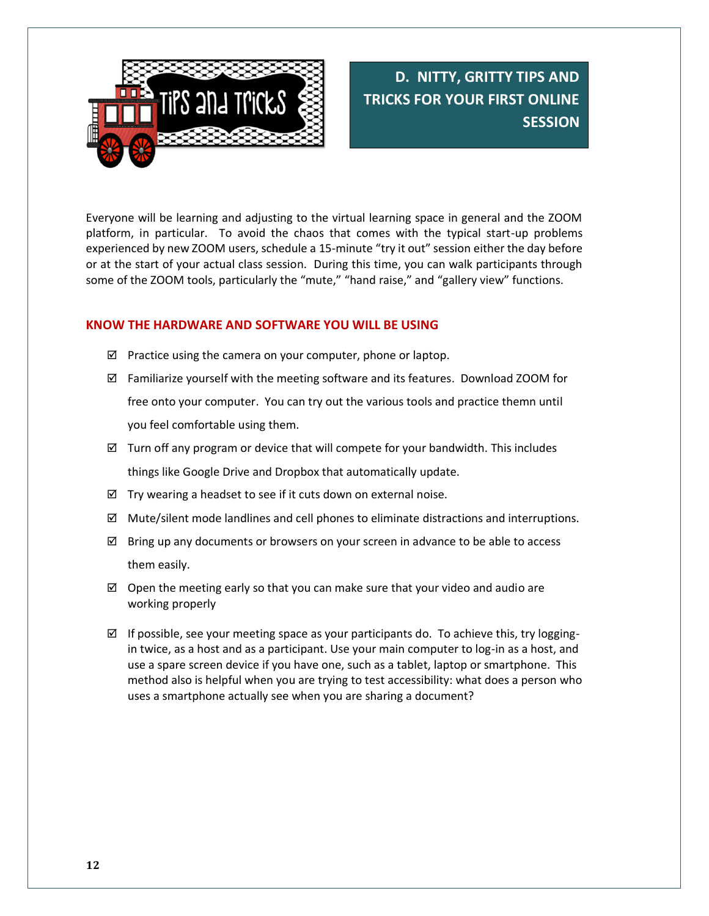## D. NITTY, GRITTY TIPS AND TRICKS FOR YOUR FIRST ONLINE SESSION

Everyone will be learning and adjusting to the virtual learning space in general and the ZOOM platform, in particular. To avoid the chaos that comes with the typical start-up problems experienced by new ZOOM users, schedule a 15-minute "try it out" session either the day before or at the start of your actual class session. During this time, you can walk participants through some of the ZOOM tools, particularly the "mute," "hand raise," and "gallery view" functions.

### KNOW THE HARDWARE AND SOFTWARE YOU WILL BE USING

- ☑ Practice using the camera on your computer, phone or laptop.
- ☑ Familiarize yourself with the meeting software and its features. Download ZOOM for free onto your computer. You can try out the various tools and practice themn until you feel comfortable using them.
- ☑ Turn off any program or device that will compete for your bandwidth. This includes things like Google Drive and Dropbox that automatically update.
- ☑ Try wearing a headset to see if it cuts down on external noise.
- ☑ Mute/silent mode landlines and cell phones to eliminate distractions and interruptions.
- ☑ Bring up any documents or browsers on your screen in advance to be able to access them easily.
- ☑ Open the meeting early so that you can make sure that your video and audio are working properly
- ☑ If possible, see your meeting space as your participants do. To achieve this, try logging-in twice, as a host and as a participant. Use your main computer to log-in as a host, and use a spare screen device if you have one, such as a tablet, laptop or smartphone. This method also is helpful when you are trying to test accessibility: what does a person who uses a smartphone actually see when you are sharing a document?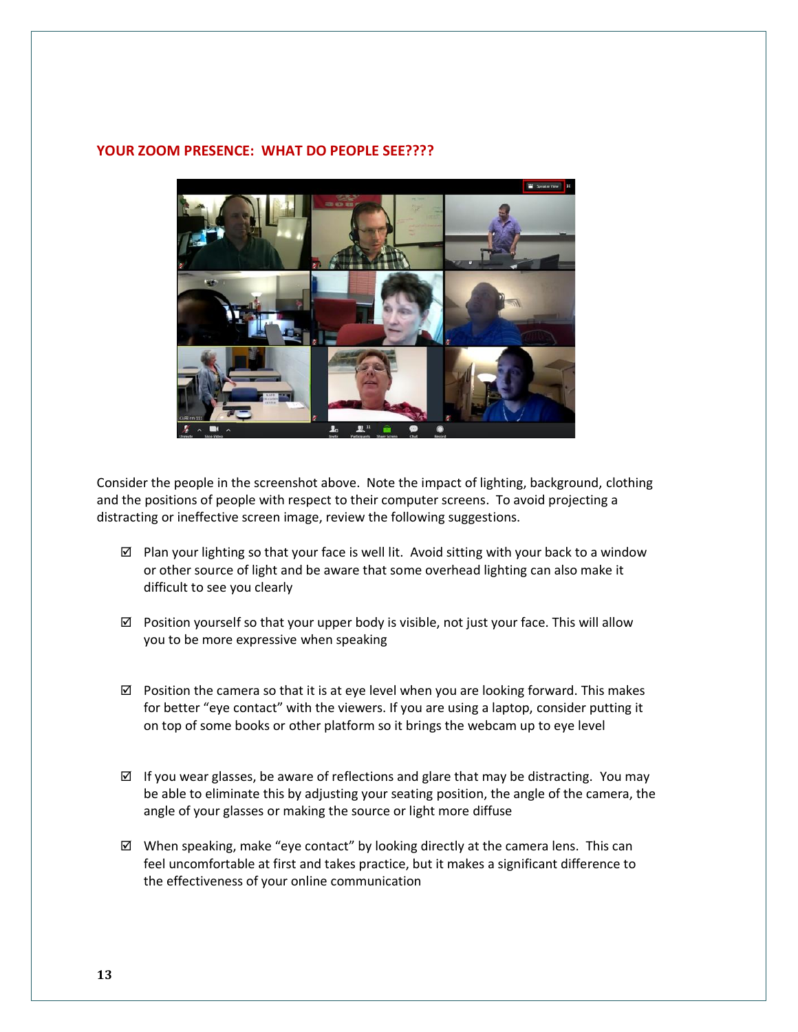## YOUR ZOOM PRESENCE: WHAT DO PEOPLE SEE????

Consider the people in the screenshot above. Note the impact of lighting, background, clothing and the positions of people with respect to their computer screens. To avoid projecting a distracting or ineffective screen image, review the following suggestions.

- ☑ Plan your lighting so that your face is well lit. Avoid sitting with your back to a window or other source of light and be aware that some overhead lighting can also make it difficult to see you clearly

- ☑ Position yourself so that your upper body is visible, not just your face. This will allow you to be more expressive when speaking

- ☑ Position the camera so that it is at eye level when you are looking forward. This makes for better "eye contact" with the viewers. If you are using a laptop, consider putting it on top of some books or other platform so it brings the webcam up to eye level

- ☑ If you wear glasses, be aware of reflections and glare that may be distracting. You may be able to eliminate this by adjusting your seating position, the angle of the camera, the angle of your glasses or making the source or light more diffuse

- ☑ When speaking, make "eye contact" by looking directly at the camera lens. This can feel uncomfortable at first and takes practice, but it makes a significant difference to the effectiveness of your online communication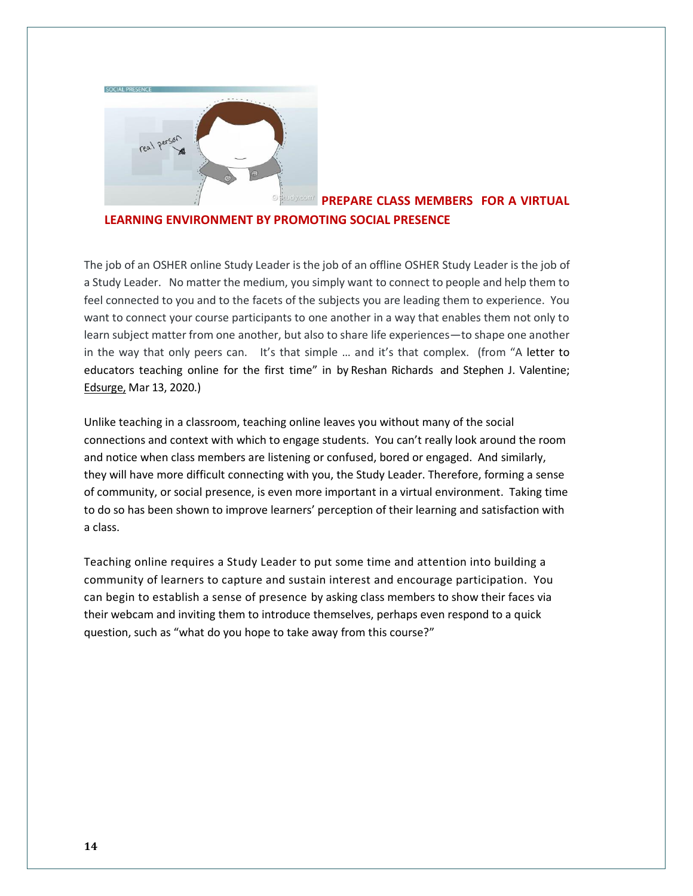## PREPARE CLASS MEMBERS FOR A VIRTUAL LEARNING ENVIRONMENT BY PROMOTING SOCIAL PRESENCE

The job of an OSHER online Study Leader is the job of an offline OSHER Study Leader is the job of a Study Leader. No matter the medium, you simply want to connect to people and help them to feel connected to you and to the facets of the subjects you are leading them to experience. You want to connect your course participants to one another in a way that enables them not only to learn subject matter from one another, but also to share life experiences—to shape one another in the way that only peers can. It's that simple … and it's that complex. (from "A letter to educators teaching online for the first time" in by Reshan Richards and Stephen J. Valentine; Edsurge, Mar 13, 2020.)

Unlike teaching in a classroom, teaching online leaves you without many of the social connections and context with which to engage students. You can't really look around the room and notice when class members are listening or confused, bored or engaged. And similarly, they will have more difficult connecting with you, the Study Leader. Therefore, forming a sense of community, or social presence, is even more important in a virtual environment. Taking time to do so has been shown to improve learners' perception of their learning and satisfaction with a class.

Teaching online requires a Study Leader to put some time and attention into building a community of learners to capture and sustain interest and encourage participation. You can begin to establish a sense of presence by asking class members to show their faces via their webcam and inviting them to introduce themselves, perhaps even respond to a quick question, such as "what do you hope to take away from this course?"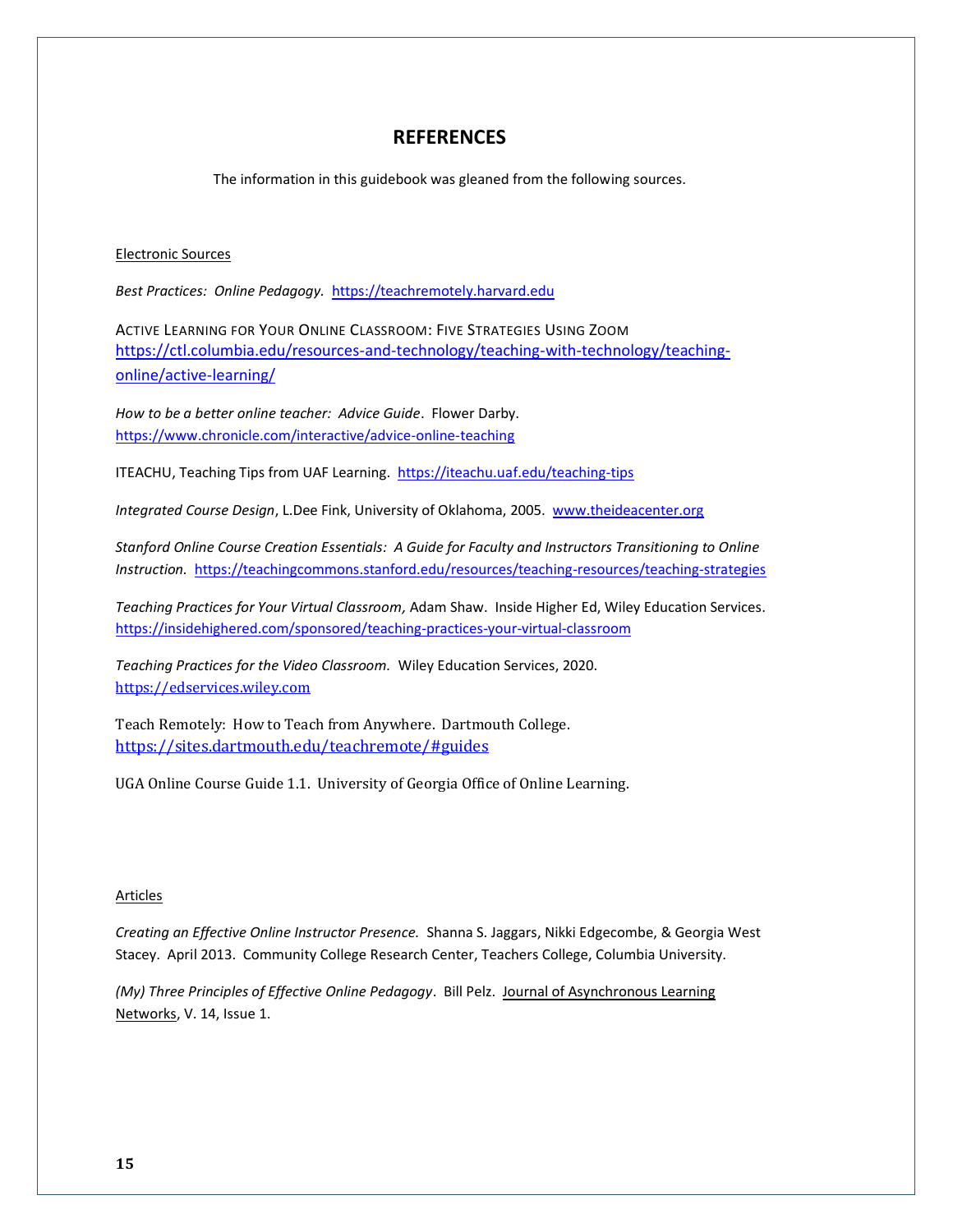# REFERENCES

The information in this guidebook was gleaned from the following sources.

Electronic Sources

*Best Practices: Online Pedagogy.* https://teachremotely.harvard.edu

ACTIVE LEARNING FOR YOUR ONLINE CLASSROOM: FIVE STRATEGIES USING ZOOM https://ctl.columbia.edu/resources-and-technology/teaching-with-technology/teaching-online/active-learning/

*How to be a better online teacher: Advice Guide*. Flower Darby. https://www.chronicle.com/interactive/advice-online-teaching

ITEACHU, Teaching Tips from UAF Learning. https://iteachu.uaf.edu/teaching-tips

*Integrated Course Design*, L.Dee Fink, University of Oklahoma, 2005. www.theideacenter.org

*Stanford Online Course Creation Essentials: A Guide for Faculty and Instructors Transitioning to Online Instruction.* https://teachingcommons.stanford.edu/resources/teaching-resources/teaching-strategies

*Teaching Practices for Your Virtual Classroom,* Adam Shaw. Inside Higher Ed, Wiley Education Services. https://insidehighered.com/sponsored/teaching-practices-your-virtual-classroom

*Teaching Practices for the Video Classroom.* Wiley Education Services, 2020. https://edservices.wiley.com

Teach Remotely: How to Teach from Anywhere. Dartmouth College. https://sites.dartmouth.edu/teachremote/#guides

UGA Online Course Guide 1.1. University of Georgia Office of Online Learning.

Articles

*Creating an Effective Online Instructor Presence.* Shanna S. Jaggars, Nikki Edgecombe, & Georgia West Stacey. April 2013. Community College Research Center, Teachers College, Columbia University.

*(My) Three Principles of Effective Online Pedagogy*. Bill Pelz. Journal of Asynchronous Learning Networks, V. 14, Issue 1.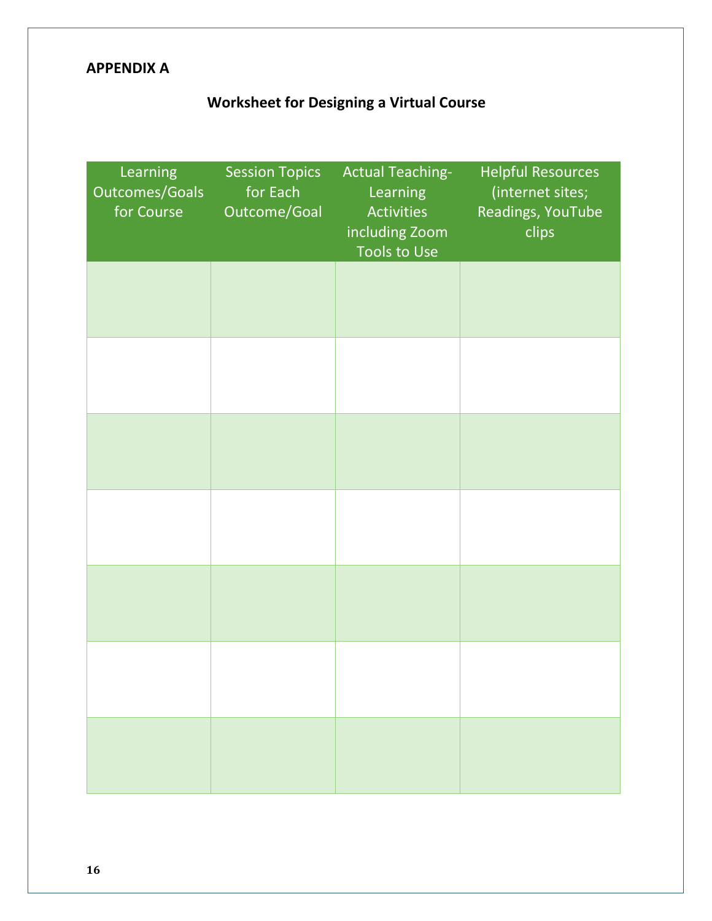**APPENDIX A**

## Worksheet for Designing a Virtual Course

| Learning Outcomes/Goals for Course | Session Topics for Each Outcome/Goal | Actual Teaching-Learning Activities including Zoom Tools to Use | Helpful Resources (internet sites; Readings, YouTube clips |
|---|---|---|---|
| | | | |
| | | | |
| | | | |
| | | | |
| | | | |
| | | | |
| | | | |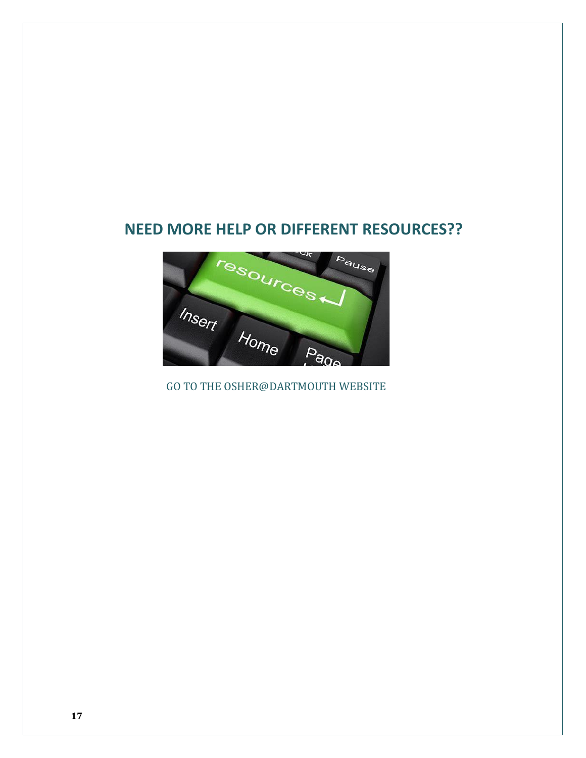## NEED MORE HELP OR DIFFERENT RESOURCES??

GO TO THE OSHER@DARTMOUTH WEBSITE